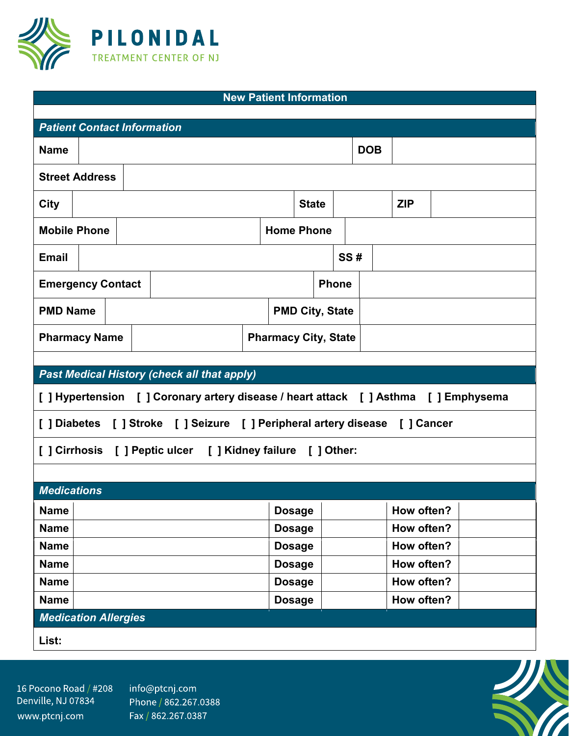# PILONIDAL

TREATMENT CENTER OF NJ

## New Patient Information

### *Patient Contact Information*

| **Name** | | **DOB** | |
|---|---|---|---|
| **Street Address** | | | |
| **City** | | **State** | | **ZIP** | |
| **Mobile Phone** | | **Home Phone** | |
| **Email** | | **SS #** | |
| **Emergency Contact** | | **Phone** | |
| **PMD Name** | | **PMD City, State** | |
| **Pharmacy Name** | | **Pharmacy City, State** | |

### *Past Medical History (check all that apply)*

[ ] Hypertension [ ] Coronary artery disease / heart attack [ ] Asthma [ ] Emphysema

[ ] Diabetes [ ] Stroke [ ] Seizure [ ] Peripheral artery disease [ ] Cancer

[ ] Cirrhosis [ ] Peptic ulcer [ ] Kidney failure [ ] Other:

### *Medications*

| **Name** | | **Dosage** | | **How often?** | |
|---|---|---|---|---|---|
| **Name** | | **Dosage** | | **How often?** | |
| **Name** | | **Dosage** | | **How often?** | |
| **Name** | | **Dosage** | | **How often?** | |
| **Name** | | **Dosage** | | **How often?** | |
| **Name** | | **Dosage** | | **How often?** | |

### *Medication Allergies*

**List:**

16 Pocono Road / #208
Denville, NJ 07834
www.ptcnj.com

info@ptcnj.com
Phone / 862.267.0388
Fax / 862.267.0387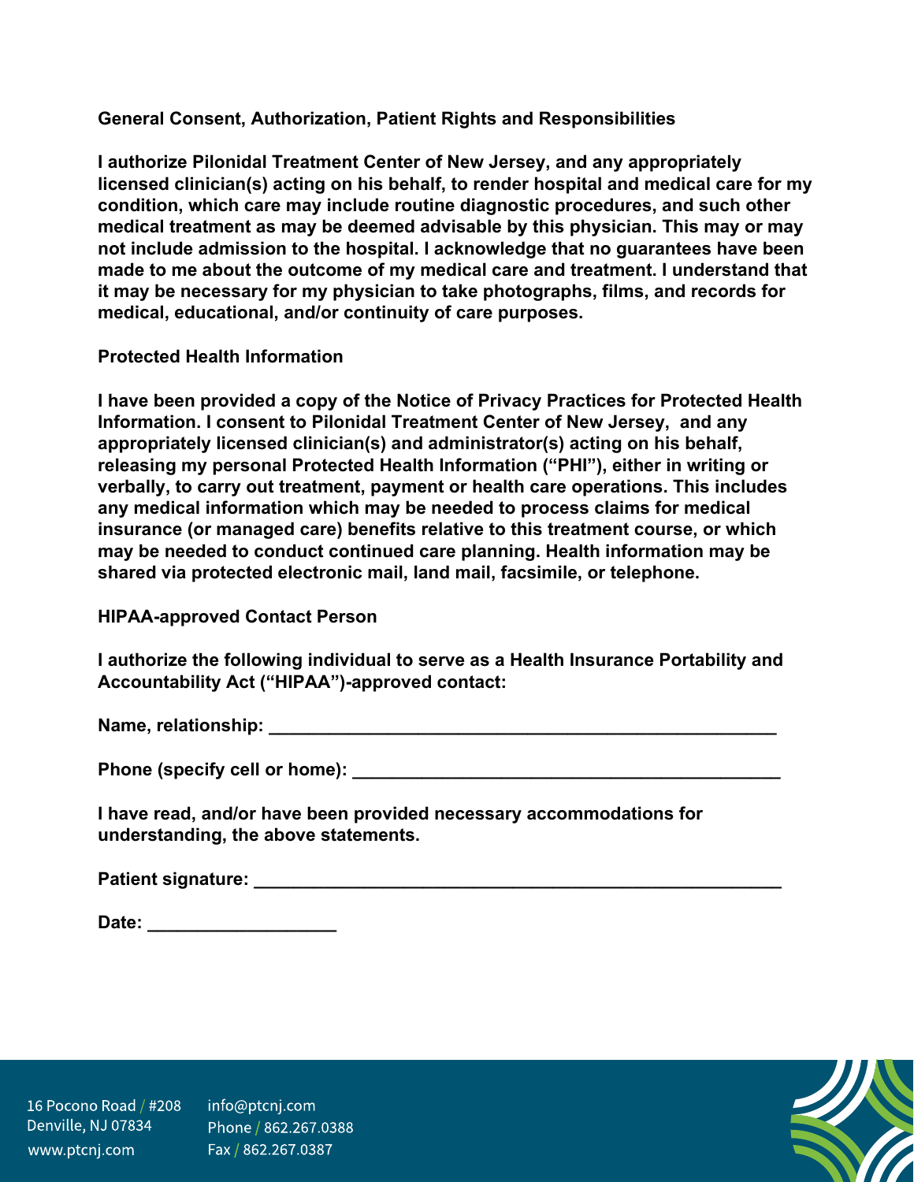**General Consent, Authorization, Patient Rights and Responsibilities**

**I authorize Pilonidal Treatment Center of New Jersey, and any appropriately licensed clinician(s) acting on his behalf, to render hospital and medical care for my condition, which care may include routine diagnostic procedures, and such other medical treatment as may be deemed advisable by this physician. This may or may not include admission to the hospital. I acknowledge that no guarantees have been made to me about the outcome of my medical care and treatment. I understand that it may be necessary for my physician to take photographs, films, and records for medical, educational, and/or continuity of care purposes.**

**Protected Health Information**

**I have been provided a copy of the Notice of Privacy Practices for Protected Health Information. I consent to Pilonidal Treatment Center of New Jersey, and any appropriately licensed clinician(s) and administrator(s) acting on his behalf, releasing my personal Protected Health Information ("PHI"), either in writing or verbally, to carry out treatment, payment or health care operations. This includes any medical information which may be needed to process claims for medical insurance (or managed care) benefits relative to this treatment course, or which may be needed to conduct continued care planning. Health information may be shared via protected electronic mail, land mail, facsimile, or telephone.**

**HIPAA-approved Contact Person**

**I authorize the following individual to serve as a Health Insurance Portability and Accountability Act ("HIPAA")-approved contact:**

**Name, relationship: ___________________________________________________**

**Phone (specify cell or home): ____________________________________________**

**I have read, and/or have been provided necessary accommodations for understanding, the above statements.**

**Patient signature: _____________________________________________________**

**Date: ___________________**

16 Pocono Road / #208
Denville, NJ 07834
www.ptcnj.com

info@ptcnj.com
Phone / 862.267.0388
Fax / 862.267.0387